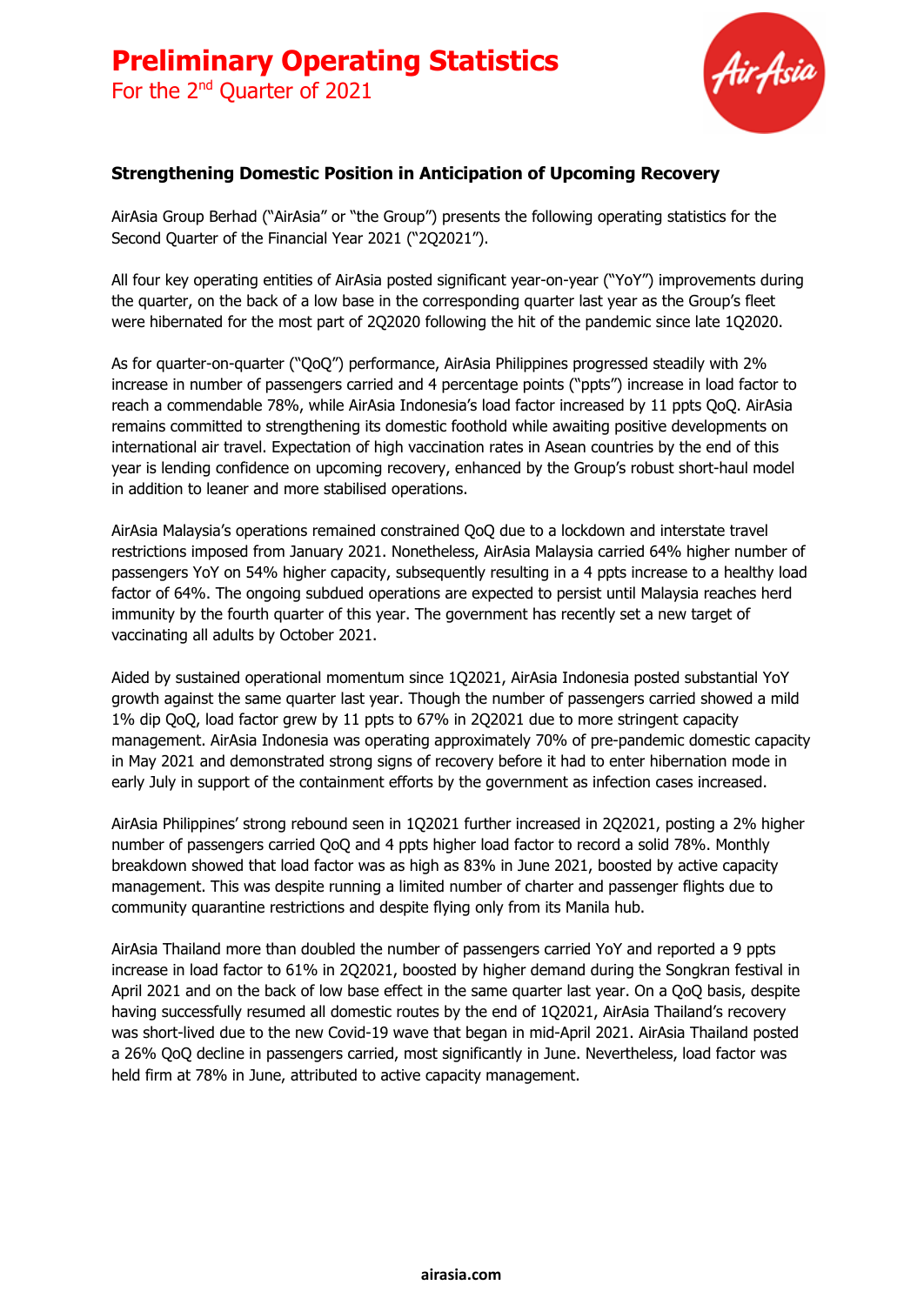# Preliminary Operating Statistics

For the 2nd Quarter of 2021

### Strengthening Domestic Position in Anticipation of Upcoming Recovery

AirAsia Group Berhad ("AirAsia" or "the Group") presents the following operating statistics for the Second Quarter of the Financial Year 2021 ("2Q2021").

All four key operating entities of AirAsia posted significant year-on-year ("YoY") improvements during the quarter, on the back of a low base in the corresponding quarter last year as the Group's fleet were hibernated for the most part of 2Q2020 following the hit of the pandemic since late 1Q2020.

As for quarter-on-quarter ("QoQ") performance, AirAsia Philippines progressed steadily with 2% increase in number of passengers carried and 4 percentage points ("ppts") increase in load factor to reach a commendable 78%, while AirAsia Indonesia's load factor increased by 11 ppts QoQ. AirAsia remains committed to strengthening its domestic foothold while awaiting positive developments on international air travel. Expectation of high vaccination rates in Asean countries by the end of this year is lending confidence on upcoming recovery, enhanced by the Group's robust short-haul model in addition to leaner and more stabilised operations.

AirAsia Malaysia's operations remained constrained QoQ due to a lockdown and interstate travel restrictions imposed from January 2021. Nonetheless, AirAsia Malaysia carried 64% higher number of passengers YoY on 54% higher capacity, subsequently resulting in a 4 ppts increase to a healthy load factor of 64%. The ongoing subdued operations are expected to persist until Malaysia reaches herd immunity by the fourth quarter of this year. The government has recently set a new target of vaccinating all adults by October 2021.

Aided by sustained operational momentum since 1Q2021, AirAsia Indonesia posted substantial YoY growth against the same quarter last year. Though the number of passengers carried showed a mild 1% dip QoQ, load factor grew by 11 ppts to 67% in 2Q2021 due to more stringent capacity management. AirAsia Indonesia was operating approximately 70% of pre-pandemic domestic capacity in May 2021 and demonstrated strong signs of recovery before it had to enter hibernation mode in early July in support of the containment efforts by the government as infection cases increased.

AirAsia Philippines' strong rebound seen in 1Q2021 further increased in 2Q2021, posting a 2% higher number of passengers carried QoQ and 4 ppts higher load factor to record a solid 78%. Monthly breakdown showed that load factor was as high as 83% in June 2021, boosted by active capacity management. This was despite running a limited number of charter and passenger flights due to community quarantine restrictions and despite flying only from its Manila hub.

AirAsia Thailand more than doubled the number of passengers carried YoY and reported a 9 ppts increase in load factor to 61% in 2Q2021, boosted by higher demand during the Songkran festival in April 2021 and on the back of low base effect in the same quarter last year. On a QoQ basis, despite having successfully resumed all domestic routes by the end of 1Q2021, AirAsia Thailand's recovery was short-lived due to the new Covid-19 wave that began in mid-April 2021. AirAsia Thailand posted a 26% QoQ decline in passengers carried, most significantly in June. Nevertheless, load factor was held firm at 78% in June, attributed to active capacity management.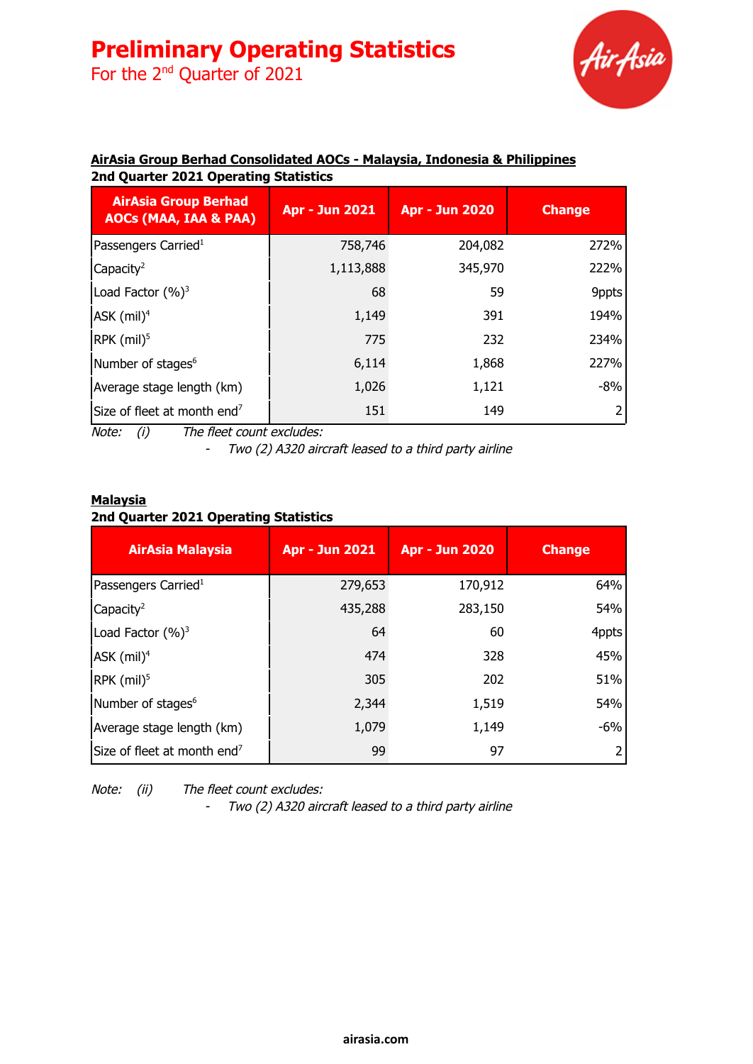# Preliminary Operating Statistics

For the 2nd Quarter of 2021

**AirAsia Group Berhad Consolidated AOCs - Malaysia, Indonesia & Philippines**

**2nd Quarter 2021 Operating Statistics**

| AirAsia Group Berhad AOCs (MAA, IAA & PAA) | Apr - Jun 2021 | Apr - Jun 2020 | Change |
|---|---|---|---|
| Passengers Carried[1] | 758,746 | 204,082 | 272% |
| Capacity[2] | 1,113,888 | 345,970 | 222% |
| Load Factor (%)[3] | 68 | 59 | 9ppts |
| ASK (mil)[4] | 1,149 | 391 | 194% |
| RPK (mil)[5] | 775 | 232 | 234% |
| Number of stages[6] | 6,114 | 1,868 | 227% |
| Average stage length (km) | 1,026 | 1,121 | -8% |
| Size of fleet at month end[7] | 151 | 149 | 2 |

*Note: (i) The fleet count excludes:*
- *Two (2) A320 aircraft leased to a third party airline*

**Malaysia**

**2nd Quarter 2021 Operating Statistics**

| AirAsia Malaysia | Apr - Jun 2021 | Apr - Jun 2020 | Change |
|---|---|---|---|
| Passengers Carried[1] | 279,653 | 170,912 | 64% |
| Capacity[2] | 435,288 | 283,150 | 54% |
| Load Factor (%)[3] | 64 | 60 | 4ppts |
| ASK (mil)[4] | 474 | 328 | 45% |
| RPK (mil)[5] | 305 | 202 | 51% |
| Number of stages[6] | 2,344 | 1,519 | 54% |
| Average stage length (km) | 1,079 | 1,149 | -6% |
| Size of fleet at month end[7] | 99 | 97 | 2 |

*Note: (ii) The fleet count excludes:*
- *Two (2) A320 aircraft leased to a third party airline*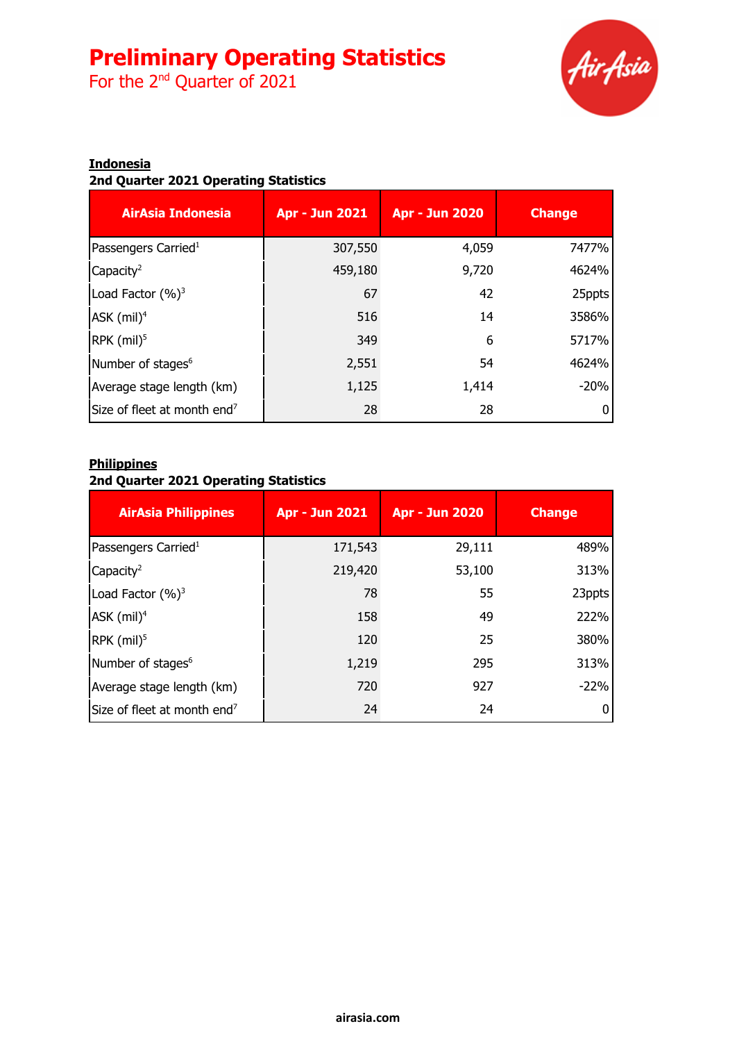# Preliminary Operating Statistics

For the 2nd Quarter of 2021

**Indonesia**

**2nd Quarter 2021 Operating Statistics**

| AirAsia Indonesia | Apr - Jun 2021 | Apr - Jun 2020 | Change |
|---|---|---|---|
| Passengers Carried[1] | 307,550 | 4,059 | 7477% |
| Capacity[2] | 459,180 | 9,720 | 4624% |
| Load Factor (%)[3] | 67 | 42 | 25ppts |
| ASK (mil)[4] | 516 | 14 | 3586% |
| RPK (mil)[5] | 349 | 6 | 5717% |
| Number of stages[6] | 2,551 | 54 | 4624% |
| Average stage length (km) | 1,125 | 1,414 | -20% |
| Size of fleet at month end[7] | 28 | 28 | 0 |

**Philippines**

**2nd Quarter 2021 Operating Statistics**

| AirAsia Philippines | Apr - Jun 2021 | Apr - Jun 2020 | Change |
|---|---|---|---|
| Passengers Carried[1] | 171,543 | 29,111 | 489% |
| Capacity[2] | 219,420 | 53,100 | 313% |
| Load Factor (%)[3] | 78 | 55 | 23ppts |
| ASK (mil)[4] | 158 | 49 | 222% |
| RPK (mil)[5] | 120 | 25 | 380% |
| Number of stages[6] | 1,219 | 295 | 313% |
| Average stage length (km) | 720 | 927 | -22% |
| Size of fleet at month end[7] | 24 | 24 | 0 |

airasia.com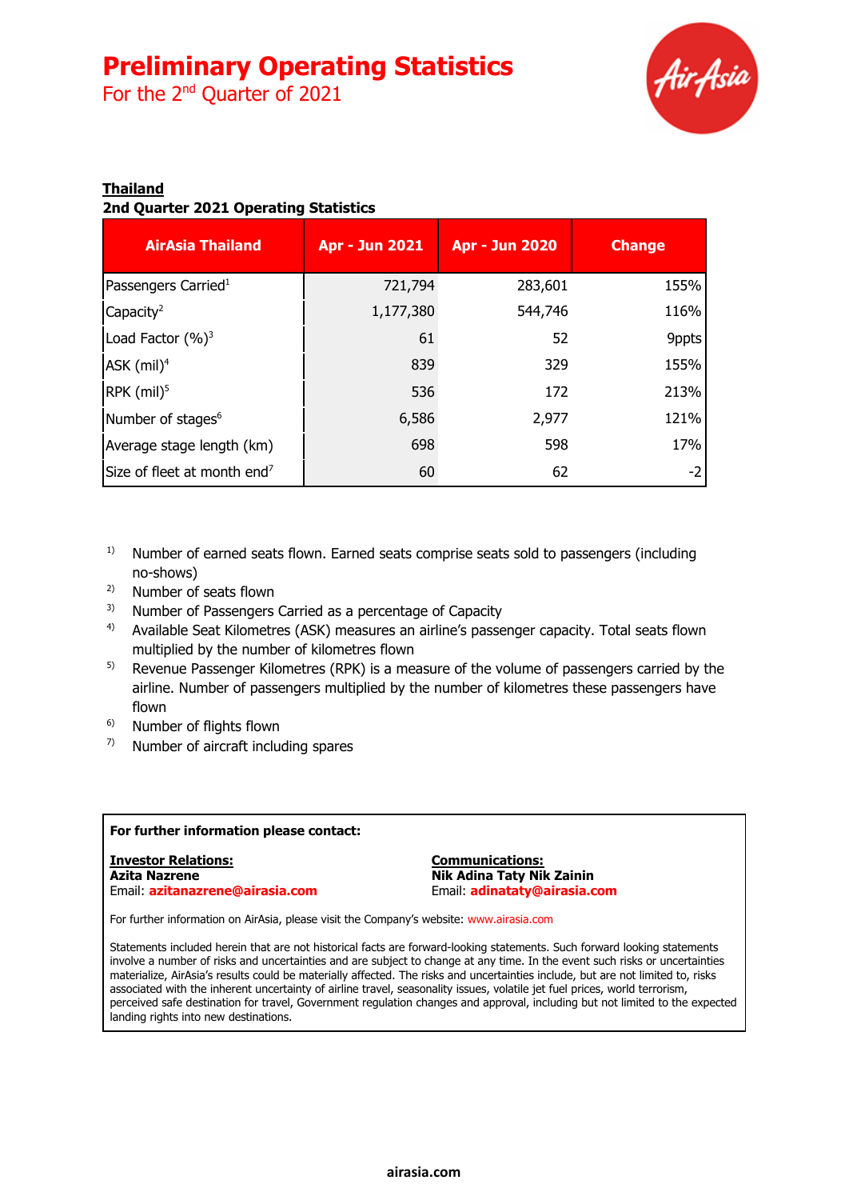# Preliminary Operating Statistics

For the 2nd Quarter of 2021

**Thailand**

**2nd Quarter 2021 Operating Statistics**

| AirAsia Thailand | Apr - Jun 2021 | Apr - Jun 2020 | Change |
|---|---|---|---|
| Passengers Carried[1] | 721,794 | 283,601 | 155% |
| Capacity[2] | 1,177,380 | 544,746 | 116% |
| Load Factor (%)[3] | 61 | 52 | 9ppts |
| ASK (mil)[4] | 839 | 329 | 155% |
| RPK (mil)[5] | 536 | 172 | 213% |
| Number of stages[6] | 6,586 | 2,977 | 121% |
| Average stage length (km) | 698 | 598 | 17% |
| Size of fleet at month end[7] | 60 | 62 | -2 |

1) Number of earned seats flown. Earned seats comprise seats sold to passengers (including no-shows)
2) Number of seats flown
3) Number of Passengers Carried as a percentage of Capacity
4) Available Seat Kilometres (ASK) measures an airline's passenger capacity. Total seats flown multiplied by the number of kilometres flown
5) Revenue Passenger Kilometres (RPK) is a measure of the volume of passengers carried by the airline. Number of passengers multiplied by the number of kilometres these passengers have flown
6) Number of flights flown
7) Number of aircraft including spares

**For further information please contact:**

**Investor Relations:**
**Azita Nazrene**
Email: **azitanazrene@airasia.com**

**Communications:**
**Nik Adina Taty Nik Zainin**
Email: **adinataty@airasia.com**

For further information on AirAsia, please visit the Company's website: www.airasia.com

Statements included herein that are not historical facts are forward-looking statements. Such forward looking statements involve a number of risks and uncertainties and are subject to change at any time. In the event such risks or uncertainties materialize, AirAsia's results could be materially affected. The risks and uncertainties include, but are not limited to, risks associated with the inherent uncertainty of airline travel, seasonality issues, volatile jet fuel prices, world terrorism, perceived safe destination for travel, Government regulation changes and approval, including but not limited to the expected landing rights into new destinations.